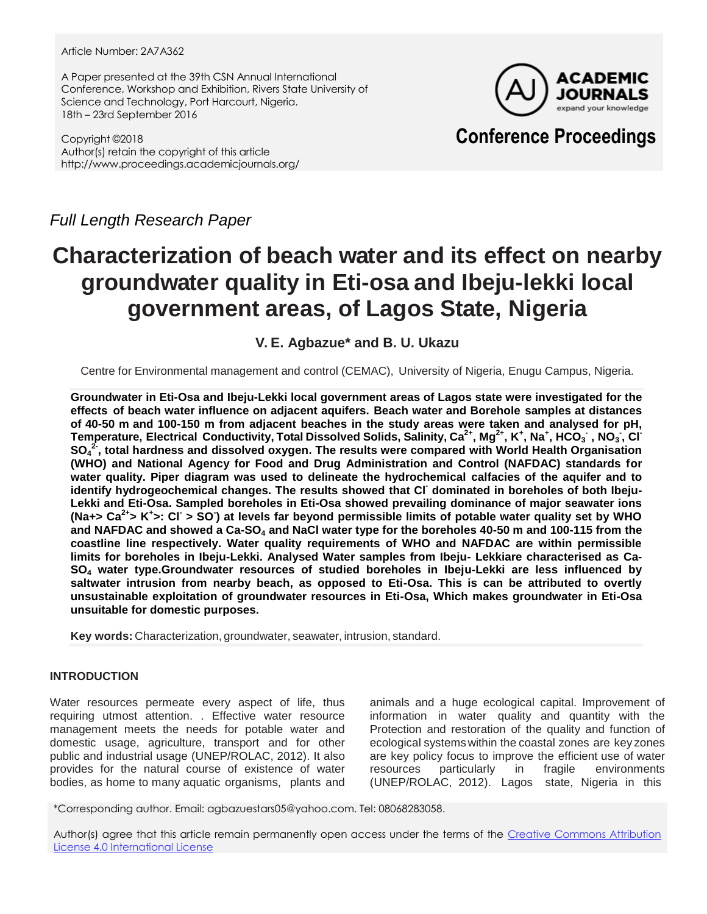Article Number: 2A7A362

A Paper presented at the 39th CSN Annual International Conference, Workshop and Exhibition, Rivers State University of Science and Technology, Port Harcourt, Nigeria.
18th – 23rd September 2016

Copyright ©2018
Author(s) retain the copyright of this article
http://www.proceedings.academicjournals.org/

**ACADEMIC JOURNALS**
expand your knowledge

**Conference Proceedings**

*Full Length Research Paper*

# Characterization of beach water and its effect on nearby groundwater quality in Eti-osa and Ibeju-lekki local government areas, of Lagos State, Nigeria

**V. E. Agbazue\* and B. U. Ukazu**

Centre for Environmental management and control (CEMAC), University of Nigeria, Enugu Campus, Nigeria.

**Groundwater in Eti-Osa and Ibeju-Lekki local government areas of Lagos state were investigated for the effects of beach water influence on adjacent aquifers. Beach water and Borehole samples at distances of 40-50 m and 100-150 m from adjacent beaches in the study areas were taken and analysed for pH, Temperature, Electrical Conductivity, Total Dissolved Solids, Salinity, $Ca^{2+}$, $Mg^{2+}$, $K^{+}$, $Na^{+}$, $HCO_3^{-}$, $NO_3^{-}$, $Cl^{-}$ $SO_4^{2-}$, total hardness and dissolved oxygen. The results were compared with World Health Organisation (WHO) and National Agency for Food and Drug Administration and Control (NAFDAC) standards for water quality. Piper diagram was used to delineate the hydrochemical calfacies of the aquifer and to identify hydrogeochemical changes. The results showed that $Cl^{-}$ dominated in boreholes of both Ibeju-Lekki and Eti-Osa. Sampled boreholes in Eti-Osa showed prevailing dominance of major seawater ions ($Na+> Ca^{2+}> K^{+}$: $Cl^{-} > SO^{-}$) at levels far beyond permissible limits of potable water quality set by WHO and NAFDAC and showed a Ca-$SO_4$ and NaCl water type for the boreholes 40-50 m and 100-115 from the coastline line respectively. Water quality requirements of WHO and NAFDAC are within permissible limits for boreholes in Ibeju-Lekki. Analysed Water samples from Ibeju- Lekkiare characterised as Ca-$SO_4$ water type.Groundwater resources of studied boreholes in Ibeju-Lekki are less influenced by saltwater intrusion from nearby beach, as opposed to Eti-Osa. This is can be attributed to overtly unsustainable exploitation of groundwater resources in Eti-Osa, Which makes groundwater in Eti-Osa unsuitable for domestic purposes.**

**Key words:** Characterization, groundwater, seawater, intrusion, standard.

## INTRODUCTION

Water resources permeate every aspect of life, thus requiring utmost attention. . Effective water resource management meets the needs for potable water and domestic usage, agriculture, transport and for other public and industrial usage (UNEP/ROLAC, 2012). It also provides for the natural course of existence of water bodies, as home to many aquatic organisms, plants and animals and a huge ecological capital. Improvement of information in water quality and quantity with the Protection and restoration of the quality and function of ecological systems within the coastal zones are key zones are key policy focus to improve the efficient use of water resources particularly in fragile environments (UNEP/ROLAC, 2012). Lagos state, Nigeria in this

\*Corresponding author. Email: agbazuestars05@yahoo.com. Tel: 08068283058.

Author(s) agree that this article remain permanently open access under the terms of the Creative Commons Attribution License 4.0 International License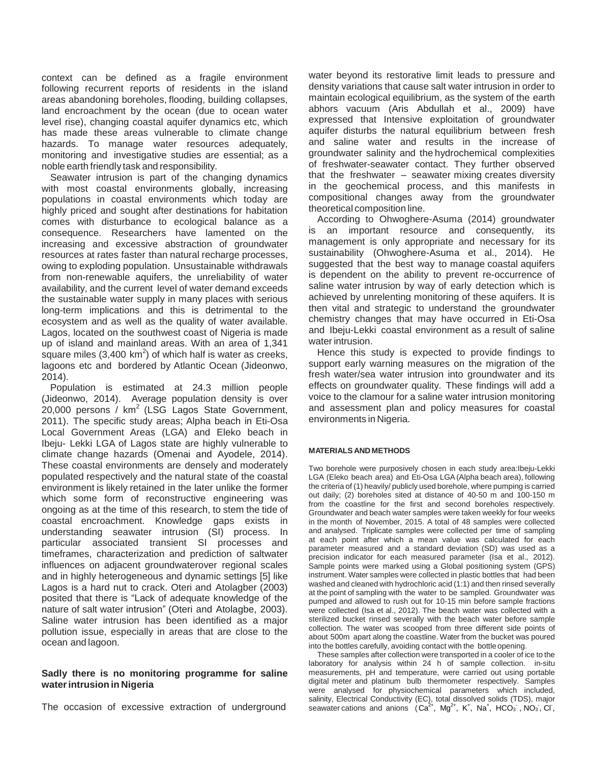context can be defined as a fragile environment following recurrent reports of residents in the island areas abandoning boreholes, flooding, building collapses, land encroachment by the ocean (due to ocean water level rise), changing coastal aquifer dynamics etc, which has made these areas vulnerable to climate change hazards. To manage water resources adequately, monitoring and investigative studies are essential; as a noble earth friendly task and responsibility.

Seawater intrusion is part of the changing dynamics with most coastal environments globally, increasing populations in coastal environments which today are highly priced and sought after destinations for habitation comes with disturbance to ecological balance as a consequence. Researchers have lamented on the increasing and excessive abstraction of groundwater resources at rates faster than natural recharge processes, owing to exploding population. Unsustainable withdrawals from non-renewable aquifers, the unreliability of water availability, and the current level of water demand exceeds the sustainable water supply in many places with serious long-term implications and this is detrimental to the ecosystem and as well as the quality of water available. Lagos, located on the southwest coast of Nigeria is made up of island and mainland areas. With an area of 1,341 square miles (3,400 km$^2$) of which half is water as creeks, lagoons etc and bordered by Atlantic Ocean (Jideonwo, 2014).

Population is estimated at 24.3 million people (Jideonwo, 2014). Average population density is over 20,000 persons / km$^2$ (LSG Lagos State Government, 2011). The specific study areas; Alpha beach in Eti-Osa Local Government Areas (LGA) and Eleko beach in Ibeju- Lekki LGA of Lagos state are highly vulnerable to climate change hazards (Omenai and Ayodele, 2014). These coastal environments are densely and moderately populated respectively and the natural state of the coastal environment is likely retained in the later unlike the former which some form of reconstructive engineering was ongoing as at the time of this research, to stem the tide of coastal encroachment. Knowledge gaps exists in understanding seawater intrusion (SI) process. In particular associated transient SI processes and timeframes, characterization and prediction of saltwater influences on adjacent groundwaterover regional scales and in highly heterogeneous and dynamic settings [5] like Lagos is a hard nut to crack. Oteri and Atolagber (2003) posited that there is "Lack of adequate knowledge of the nature of salt water intrusion" (Oteri and Atolagbe, 2003). Saline water intrusion has been identified as a major pollution issue, especially in areas that are close to the ocean and lagoon.

**Sadly there is no monitoring programme for saline water intrusion in Nigeria**

The occasion of excessive extraction of underground water beyond its restorative limit leads to pressure and density variations that cause salt water intrusion in order to maintain ecological equilibrium, as the system of the earth abhors vacuum (Aris Abdullah et al., 2009) have expressed that Intensive exploitation of groundwater aquifer disturbs the natural equilibrium between fresh and saline water and results in the increase of groundwater salinity and the hydrochemical complexities of freshwater-seawater contact. They further observed that the freshwater – seawater mixing creates diversity in the geochemical process, and this manifests in compositional changes away from the groundwater theoretical composition line.

According to Ohwoghere-Asuma (2014) groundwater is an important resource and consequently, its management is only appropriate and necessary for its sustainability (Ohwoghere-Asuma et al., 2014). He suggested that the best way to manage coastal aquifers is dependent on the ability to prevent re-occurrence of saline water intrusion by way of early detection which is achieved by unrelenting monitoring of these aquifers. It is then vital and strategic to understand the groundwater chemistry changes that may have occurred in Eti-Osa and Ibeju-Lekki coastal environment as a result of saline water intrusion.

Hence this study is expected to provide findings to support early warning measures on the migration of the fresh water/sea water intrusion into groundwater and its effects on groundwater quality. These findings will add a voice to the clamour for a saline water intrusion monitoring and assessment plan and policy measures for coastal environments in Nigeria.

#### MATERIALS AND METHODS

Two borehole were purposively chosen in each study area:Ibeju-Lekki LGA (Eleko beach area) and Eti-Osa LGA (Alpha beach area), following the criteria of (1) heavily/ publicly used borehole, where pumping is carried out daily; (2) boreholes sited at distance of 40-50 m and 100-150 m from the coastline for the first and second boreholes respectively. Groundwater and beach water samples were taken weekly for four weeks in the month of November, 2015. A total of 48 samples were collected and analysed. Triplicate samples were collected per time of sampling at each point after which a mean value was calculated for each parameter measured and a standard deviation (SD) was used as a precision indicator for each measured parameter (Isa et al., 2012). Sample points were marked using a Global positioning system (GPS) instrument. Water samples were collected in plastic bottles that had been washed and cleaned with hydrochloric acid (1:1) and then rinsed severally at the point of sampling with the water to be sampled. Groundwater was pumped and allowed to rush out for 10-15 min before sample fractions were collected (Isa et al., 2012). The beach water was collected with a sterilized bucket rinsed severally with the beach water before sample collection. The water was scooped from three different side points of about 500m apart along the coastline. Water from the bucket was poured into the bottles carefully, avoiding contact with the bottle opening.

These samples after collection were transported in a cooler of ice to the laboratory for analysis within 24 h of sample collection. in-situ measurements, pH and temperature, were carried out using portable digital meter and platinum bulb thermometer respectively. Samples were analysed for physiochemical parameters which included, salinity, Electrical Conductivity (EC), total dissolved solids (TDS), major seawater cations and anions ($Ca^{2+}$, $Mg^{2+}$, $K^+$, $Na^+$, $HCO_3^-$, $NO_3^-$, $Cl^-$,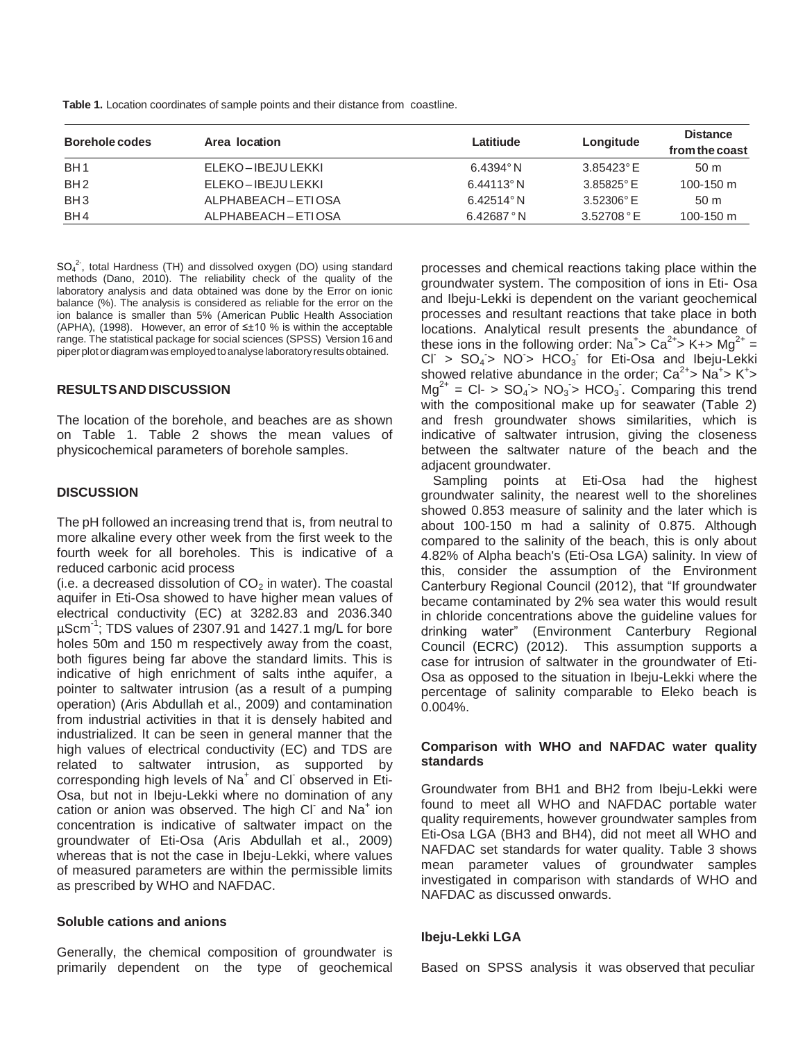**Table 1.** Location coordinates of sample points and their distance from coastline.

| Borehole codes | Area location | Latitiude | Longitude | Distance from the coast |
|---|---|---|---|---|
| BH1 | ELEKO – IBEJU LEKKI | 6.4394° N | 3.85423° E | 50 m |
| BH2 | ELEKO – IBEJU LEKKI | 6.44113° N | 3.85825° E | 100-150 m |
| BH3 | ALPHABEACH – ETI OSA | 6.42514° N | 3.52306° E | 50 m |
| BH4 | ALPHABEACH – ETI OSA | 6.42687 ° N | 3.52708 ° E | 100-150 m |

$SO_4^{2-}$, total Hardness (TH) and dissolved oxygen (DO) using standard methods (Dano, 2010). The reliability check of the quality of the laboratory analysis and data obtained was done by the Error on ionic balance (%). The analysis is considered as reliable for the error on the ion balance is smaller than 5% (American Public Health Association (APHA), (1998). However, an error of ≤±10 % is within the acceptable range. The statistical package for social sciences (SPSS) Version 16 and piper plot or diagram was employed to analyse laboratory results obtained.

## RESULTS AND DISCUSSION

The location of the borehole, and beaches are as shown on Table 1. Table 2 shows the mean values of physicochemical parameters of borehole samples.

## DISCUSSION

The pH followed an increasing trend that is, from neutral to more alkaline every other week from the first week to the fourth week for all boreholes. This is indicative of a reduced carbonic acid process (i.e. a decreased dissolution of $CO_2$ in water). The coastal aquifer in Eti-Osa showed to have higher mean values of electrical conductivity (EC) at 3282.83 and 2036.340 $\mu Scm^{-1}$; TDS values of 2307.91 and 1427.1 mg/L for bore holes 50m and 150 m respectively away from the coast, both figures being far above the standard limits. This is indicative of high enrichment of salts inthe aquifer, a pointer to saltwater intrusion (as a result of a pumping operation) (Aris Abdullah et al., 2009) and contamination from industrial activities in that it is densely habited and industrialized. It can be seen in general manner that the high values of electrical conductivity (EC) and TDS are related to saltwater intrusion, as supported by corresponding high levels of $Na^+$ and $Cl^-$ observed in Eti-Osa, but not in Ibeju-Lekki where no domination of any cation or anion was observed. The high $Cl^-$ and $Na^+$ ion concentration is indicative of saltwater impact on the groundwater of Eti-Osa (Aris Abdullah et al., 2009) whereas that is not the case in Ibeju-Lekki, where values of measured parameters are within the permissible limits as prescribed by WHO and NAFDAC.

### Soluble cations and anions

Generally, the chemical composition of groundwater is primarily dependent on the type of geochemical processes and chemical reactions taking place within the groundwater system. The composition of ions in Eti- Osa and Ibeju-Lekki is dependent on the variant geochemical processes and resultant reactions that take place in both locations. Analytical result presents the abundance of these ions in the following order: $Na^+ > Ca^{2+} > K+ > Mg^{2+} = Cl^- > SO_4^- > NO^- > HCO_3^-$ for Eti-Osa and Ibeju-Lekki showed relative abundance in the order; $Ca^{2+} > Na^+ > K^+ > Mg^{2+} = Cl- > SO_4^- > NO_3^- > HCO_3^-$. Comparing this trend with the compositional make up for seawater (Table 2) and fresh groundwater shows similarities, which is indicative of saltwater intrusion, giving the closeness between the saltwater nature of the beach and the adjacent groundwater.

Sampling points at Eti-Osa had the highest groundwater salinity, the nearest well to the shorelines showed 0.853 measure of salinity and the later which is about 100-150 m had a salinity of 0.875. Although compared to the salinity of the beach, this is only about 4.82% of Alpha beach's (Eti-Osa LGA) salinity. In view of this, consider the assumption of the Environment Canterbury Regional Council (2012), that "If groundwater became contaminated by 2% sea water this would result in chloride concentrations above the guideline values for drinking water" (Environment Canterbury Regional Council (ECRC) (2012). This assumption supports a case for intrusion of saltwater in the groundwater of Eti-Osa as opposed to the situation in Ibeju-Lekki where the percentage of salinity comparable to Eleko beach is 0.004%.

### Comparison with WHO and NAFDAC water quality standards

Groundwater from BH1 and BH2 from Ibeju-Lekki were found to meet all WHO and NAFDAC portable water quality requirements, however groundwater samples from Eti-Osa LGA (BH3 and BH4), did not meet all WHO and NAFDAC set standards for water quality. Table 3 shows mean parameter values of groundwater samples investigated in comparison with standards of WHO and NAFDAC as discussed onwards.

### Ibeju-Lekki LGA

Based on SPSS analysis it was observed that peculiar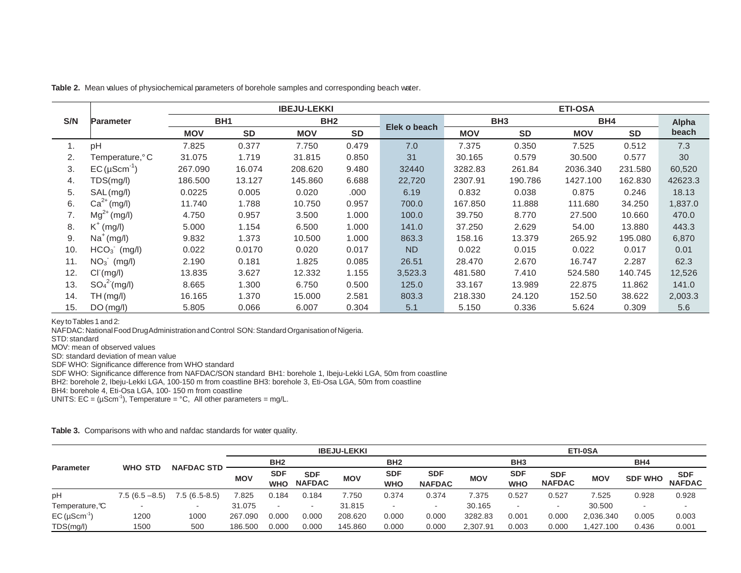**Table 2.** Mean values of physiochemical parameters of borehole samples and corresponding beach water.

| S/N | Parameter | IBEJU-LEKKI | | | | | ETI-OSA | | | | |
|---|---|---|---|---|---|---|---|---|---|---|---|
| | | BH1 | | BH2 | | Elek o beach | BH3 | | BH4 | | Alpha beach |
| | | MOV | SD | MOV | SD | | MOV | SD | MOV | SD | |
| 1. | pH | 7.825 | 0.377 | 7.750 | 0.479 | 7.0 | 7.375 | 0.350 | 7.525 | 0.512 | 7.3 |
| 2. | Temperature,° C | 31.075 | 1.719 | 31.815 | 0.850 | 31 | 30.165 | 0.579 | 30.500 | 0.577 | 30 |
| 3. | EC ($\mu Scm^{-1}$) | 267.090 | 16.074 | 208.620 | 9.480 | 32440 | 3282.83 | 261.84 | 2036.340 | 231.580 | 60,520 |
| 4. | TDS(mg/l) | 186.500 | 13.127 | 145.860 | 6.688 | 22,720 | 2307.91 | 190.786 | 1427.100 | 162.830 | 42623.3 |
| 5. | SAL (mg/l) | 0.0225 | 0.005 | 0.020 | .000 | 6.19 | 0.832 | 0.038 | 0.875 | 0.246 | 18.13 |
| 6. | $Ca^{2+}$ (mg/l) | 11.740 | 1.788 | 10.750 | 0.957 | 700.0 | 167.850 | 11.888 | 111.680 | 34.250 | 1,837.0 |
| 7. | $Mg^{2+}$ (mg/l) | 4.750 | 0.957 | 3.500 | 1.000 | 100.0 | 39.750 | 8.770 | 27.500 | 10.660 | 470.0 |
| 8. | $K^{+}$ (mg/l) | 5.000 | 1.154 | 6.500 | 1.000 | 141.0 | 37.250 | 2.629 | 54.00 | 13.880 | 443.3 |
| 9. | $Na^{+}$ (mg/l) | 9.832 | 1.373 | 10.500 | 1.000 | 863.3 | 158.16 | 13.379 | 265.92 | 195.080 | 6,870 |
| 10. | $HCO_3^{-}$ (mg/l) | 0.022 | 0.0170 | 0.020 | 0.017 | ND | 0.022 | 0.015 | 0.022 | 0.017 | 0.01 |
| 11. | $NO_3^{-}$ (mg/l) | 2.190 | 0.181 | 1.825 | 0.085 | 26.51 | 28.470 | 2.670 | 16.747 | 2.287 | 62.3 |
| 12. | $Cl^{-}$(mg/l) | 13.835 | 3.627 | 12.332 | 1.155 | 3,523.3 | 481.580 | 7.410 | 524.580 | 140.745 | 12,526 |
| 13. | $SO_4^{2-}$(mg/l) | 8.665 | 1.300 | 6.750 | 0.500 | 125.0 | 33.167 | 13.989 | 22.875 | 11.862 | 141.0 |
| 14. | TH (mg/l) | 16.165 | 1.370 | 15.000 | 2.581 | 803.3 | 218.330 | 24.120 | 152.50 | 38.622 | 2,003.3 |
| 15. | DO (mg/l) | 5.805 | 0.066 | 6.007 | 0.304 | 5.1 | 5.150 | 0.336 | 5.624 | 0.309 | 5.6 |

Key to Tables 1 and 2:
NAFDAC: National Food Drug Administration and Control SON: Standard Organisation of Nigeria.
STD: standard
MOV: mean of observed values
SD: standard deviation of mean value
SDF WHO: Significance difference from WHO standard
SDF WHO: Significance difference from NAFDAC/SON standard BH1: borehole 1, Ibeju-Lekki LGA, 50m from coastline
BH2: borehole 2, Ibeju-Lekki LGA, 100-150 m from coastline BH3: borehole 3, Eti-Osa LGA, 50m from coastline
BH4: borehole 4, Eti-Osa LGA, 100- 150 m from coastline
UNITS: EC = ($\mu Scm^{-1}$), Temperature = °C, All other parameters = mg/L.

**Table 3.** Comparisons with who and nafdac standards for water quality.

| Parameter | WHO STD | NAFDAC STD | IBEJU-LEKKI | | | | | | ETI-0SA | | | | | |
|---|---|---|---|---|---|---|---|---|---|---|---|---|---|---|
| | | | BH2 | | | BH2 | | | BH3 | | | BH4 | | |
| | | | MOV | SDF WHO | SDF NAFDAC | MOV | SDF WHO | SDF NAFDAC | MOV | SDF WHO | SDF NAFDAC | MOV | SDF WHO | SDF NAFDAC |
| pH | 7.5 (6.5 –8.5) | 7.5 (6.5-8.5) | 7.825 | 0.184 | 0.184 | 7.750 | 0.374 | 0.374 | 7.375 | 0.527 | 0.527 | 7.525 | 0.928 | 0.928 |
| Temperature,℃ | - | - | 31.075 | - | - | 31.815 | - | - | 30.165 | - | - | 30.500 | - | - |
| EC ($\mu Scm^{-1}$) | 1200 | 1000 | 267.090 | 0.000 | 0.000 | 208.620 | 0.000 | 0.000 | 3282.83 | 0.001 | 0.000 | 2,036.340 | 0.005 | 0.003 |
| TDS(mg/l) | 1500 | 500 | 186.500 | 0.000 | 0.000 | 145.860 | 0.000 | 0.000 | 2,307.91 | 0.003 | 0.000 | 1,427.100 | 0.436 | 0.001 |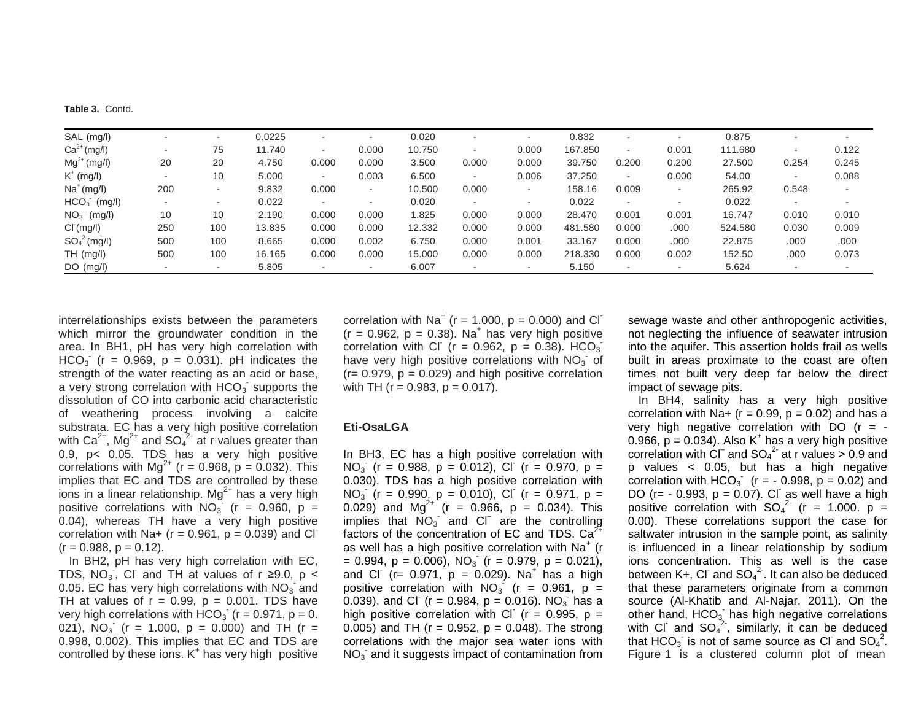**Table 3.** Contd.

| | | | | | | | | | | | | | | |
|---|---|---|---|---|---|---|---|---|---|---|---|---|---|---|
| SAL (mg/l) | - | - | 0.0225 | - | - | 0.020 | - | - | 0.832 | - | - | 0.875 | - | - |
| $Ca^{2+}$ (mg/l) | - | 75 | 11.740 | - | 0.000 | 10.750 | - | 0.000 | 167.850 | - | 0.001 | 111.680 | - | 0.122 |
| $Mg^{2+}$ (mg/l) | 20 | 20 | 4.750 | 0.000 | 0.000 | 3.500 | 0.000 | 0.000 | 39.750 | 0.200 | 0.200 | 27.500 | 0.254 | 0.245 |
| $K^+$ (mg/l) | - | 10 | 5.000 | - | 0.003 | 6.500 | - | 0.006 | 37.250 | - | 0.000 | 54.00 | - | 0.088 |
| $Na^+$ (mg/l) | 200 | - | 9.832 | 0.000 | - | 10.500 | 0.000 | - | 158.16 | 0.009 | - | 265.92 | 0.548 | - |
| $HCO_3^-$ (mg/l) | - | - | 0.022 | - | - | 0.020 | - | - | 0.022 | - | - | 0.022 | - | - |
| $NO_3^-$ (mg/l) | 10 | 10 | 2.190 | 0.000 | 0.000 | 1.825 | 0.000 | 0.000 | 28.470 | 0.001 | 0.001 | 16.747 | 0.010 | 0.010 |
| $Cl^-$ (mg/l) | 250 | 100 | 13.835 | 0.000 | 0.000 | 12.332 | 0.000 | 0.000 | 481.580 | 0.000 | .000 | 524.580 | 0.030 | 0.009 |
| $SO_4^{2-}$ (mg/l) | 500 | 100 | 8.665 | 0.000 | 0.002 | 6.750 | 0.000 | 0.001 | 33.167 | 0.000 | .000 | 22.875 | .000 | .000 |
| TH (mg/l) | 500 | 100 | 16.165 | 0.000 | 0.000 | 15.000 | 0.000 | 0.000 | 218.330 | 0.000 | 0.002 | 152.50 | .000 | 0.073 |
| DO (mg/l) | - | - | 5.805 | - | - | 6.007 | - | - | 5.150 | - | - | 5.624 | - | - |

interrelationships exists between the parameters which mirror the groundwater condition in the area. In BH1, pH has very high correlation with $HCO_3^-$ (r = 0.969, p = 0.031). pH indicates the strength of the water reacting as an acid or base, a very strong correlation with $HCO_3^-$ supports the dissolution of CO into carbonic acid characteristic of weathering process involving a calcite substrata. EC has a very high positive correlation with $Ca^{2+}$, $Mg^{2+}$ and $SO_4^{2-}$ at r values greater than 0.9, $p < 0.05$. TDS has a very high positive correlations with $Mg^{2+}$ (r = 0.968, p = 0.032). This implies that EC and TDS are controlled by these ions in a linear relationship. $Mg^{2+}$ has a very high positive correlations with $NO_3^-$ (r = 0.960, p = 0.04), whereas TH have a very high positive correlation with Na+ (r = 0.961, p = 0.039) and $Cl^-$ (r = 0.988, p = 0.12).

In BH2, pH has very high correlation with EC, TDS, $NO_3^-$, $Cl^-$ and TH at values of r ≥9.0, $p < 0.05$. EC has very high correlations with $NO_3^-$ and TH at values of r = 0.99, p = 0.001. TDS have very high correlations with $HCO_3^-$ (r = 0.971, p = 0. 021), $NO_3^-$ (r = 1.000, p = 0.000) and TH (r = 0.998, 0.002). This implies that EC and TDS are controlled by these ions. $K^+$ has very high positive correlation with $Na^+$ (r = 1.000, p = 0.000) and $Cl^-$ (r = 0.962, p = 0.38). $Na^+$ has very high positive correlation with $Cl^-$ (r = 0.962, p = 0.38). $HCO_3^-$ have very high positive correlations with $NO_3^-$ of (r= 0.979, p = 0.029) and high positive correlation with TH (r = 0.983, p = 0.017).

**Eti-OsaLGA**

In BH3, EC has a high positive correlation with $NO_3^-$ (r = 0.988, p = 0.012), $Cl^-$ (r = 0.970, p = 0.030). TDS has a high positive correlation with $NO_3^-$ (r = 0.990, p = 0.010), $Cl^-$ (r = 0.971, p = 0.029) and $Mg^{2+}$ (r = 0.966, p = 0.034). This implies that $NO_3^-$ and $Cl^-$ are the controlling factors of the concentration of EC and TDS. $Ca^{2+}$ as well has a high positive correlation with $Na^+$ (r = 0.994, p = 0.006), $NO_3^-$ (r = 0.979, p = 0.021), and $Cl^-$ (r= 0.971, p = 0.029). $Na^+$ has a high positive correlation with $NO_3^-$ (r = 0.961, p = 0.039), and $Cl^-$ (r = 0.984, p = 0.016). $NO_3^-$ has a high positive correlation with $Cl^-$ (r = 0.995, p = 0.005) and TH (r = 0.952, p = 0.048). The strong correlations with the major sea water ions with $NO_3^-$ and it suggests impact of contamination from sewage waste and other anthropogenic activities, not neglecting the influence of seawater intrusion into the aquifer. This assertion holds frail as wells built in areas proximate to the coast are often times not built very deep far below the direct impact of sewage pits.

In BH4, salinity has a very high positive correlation with Na+ (r = 0.99, p = 0.02) and has a very high negative correlation with DO (r = -0.966, p = 0.034). Also $K^+$ has a very high positive correlation with $Cl^-$ and $SO_4^{2-}$ at r values > 0.9 and p values < 0.05, but has a high negative correlation with $HCO_3^-$ (r = - 0.998, p = 0.02) and DO (r= - 0.993, p = 0.07). $Cl^-$ as well have a high positive correlation with $SO_4^{2-}$ (r = 1.000. p = 0.00). These correlations support the case for saltwater intrusion in the sample point, as salinity is influenced in a linear relationship by sodium ions concentration. This as well is the case between K+, $Cl^-$ and $SO_4^{2-}$. It can also be deduced that these parameters originate from a common source (Al-Khatib and Al-Najar, 2011). On the other hand, $HCO_3^-$ has high negative correlations with $Cl^-$ and $SO_4^{2-}$, similarly, it can be deduced that $HCO_3^-$ is not of same source as $Cl^-$ and $SO_4^{2}$. Figure 1 is a clustered column plot of mean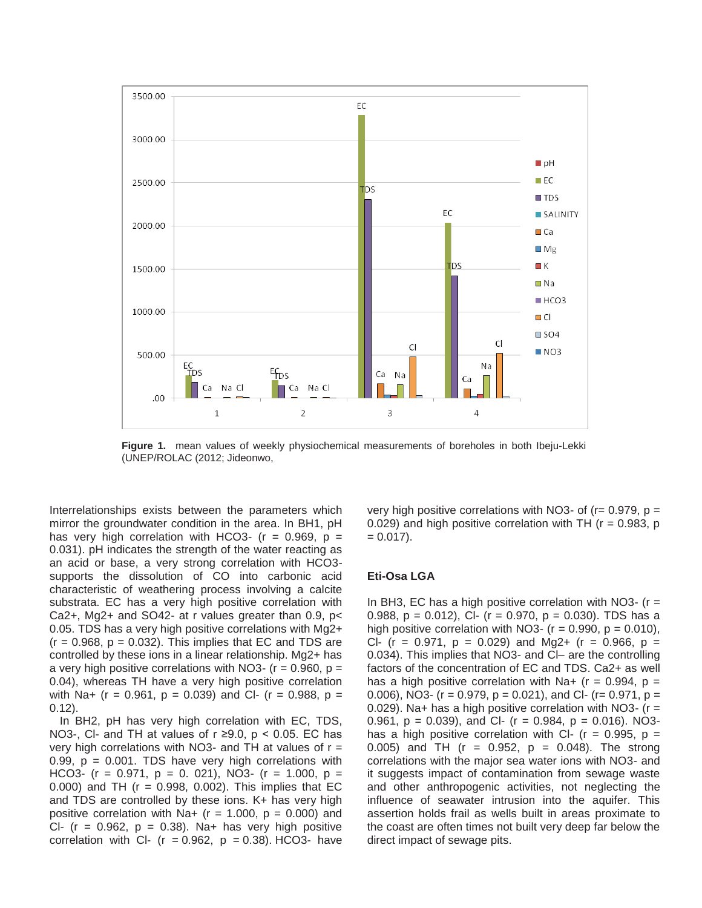**Figure 1.** mean values of weekly physiochemical measurements of boreholes in both Ibeju-Lekki (UNEP/ROLAC (2012; Jideonwo,

Interrelationships exists between the parameters which mirror the groundwater condition in the area. In BH1, pH has very high correlation with HCO3- (r = 0.969, p = 0.031). pH indicates the strength of the water reacting as an acid or base, a very strong correlation with HCO3- supports the dissolution of CO into carbonic acid characteristic of weathering process involving a calcite substrata. EC has a very high positive correlation with Ca2+, Mg2+ and SO42- at r values greater than 0.9, p< 0.05. TDS has a very high positive correlations with Mg2+ (r = 0.968, p = 0.032). This implies that EC and TDS are controlled by these ions in a linear relationship. Mg2+ has a very high positive correlations with NO3- (r = 0.960, p = 0.04), whereas TH have a very high positive correlation with Na+ (r = 0.961, p = 0.039) and Cl- (r = 0.988, p = 0.12).

In BH2, pH has very high correlation with EC, TDS, NO3-, Cl- and TH at values of r ≥9.0, p < 0.05. EC has very high correlations with NO3- and TH at values of r = 0.99, p = 0.001. TDS have very high correlations with HCO3- (r = 0.971, p = 0. 021), NO3- (r = 1.000, p = 0.000) and TH (r = 0.998, 0.002). This implies that EC and TDS are controlled by these ions. K+ has very high positive correlation with Na+ (r = 1.000, p = 0.000) and Cl- (r = 0.962, p = 0.38). Na+ has very high positive correlation with Cl- (r = 0.962, p = 0.38). HCO3- have very high positive correlations with NO3- of (r= 0.979, p = 0.029) and high positive correlation with TH (r = 0.983, p = 0.017).

### Eti-Osa LGA

In BH3, EC has a high positive correlation with NO3- (r = 0.988, p = 0.012), Cl- (r = 0.970, p = 0.030). TDS has a high positive correlation with NO3- (r = 0.990, p = 0.010), Cl- (r = 0.971, p = 0.029) and Mg2+ (r = 0.966, p = 0.034). This implies that NO3- and Cl– are the controlling factors of the concentration of EC and TDS. Ca2+ as well has a high correlation with Na+ (r = 0.994, p = 0.006), NO3- (r = 0.979, p = 0.021), and Cl- (r= 0.971, p = 0.029). Na+ has a high positive correlation with NO3- (r = 0.961, p = 0.039), and Cl- (r = 0.984, p = 0.016). NO3- has a high positive correlation with Cl- (r = 0.995, p = 0.005) and TH (r = 0.952, p = 0.048). The strong correlations with the major sea water ions with NO3- and it suggests impact of contamination from sewage waste and other anthropogenic activities, not neglecting the influence of seawater intrusion into the aquifer. This assertion holds frail as wells built in areas proximate to the coast are often times not built very deep far below the direct impact of sewage pits.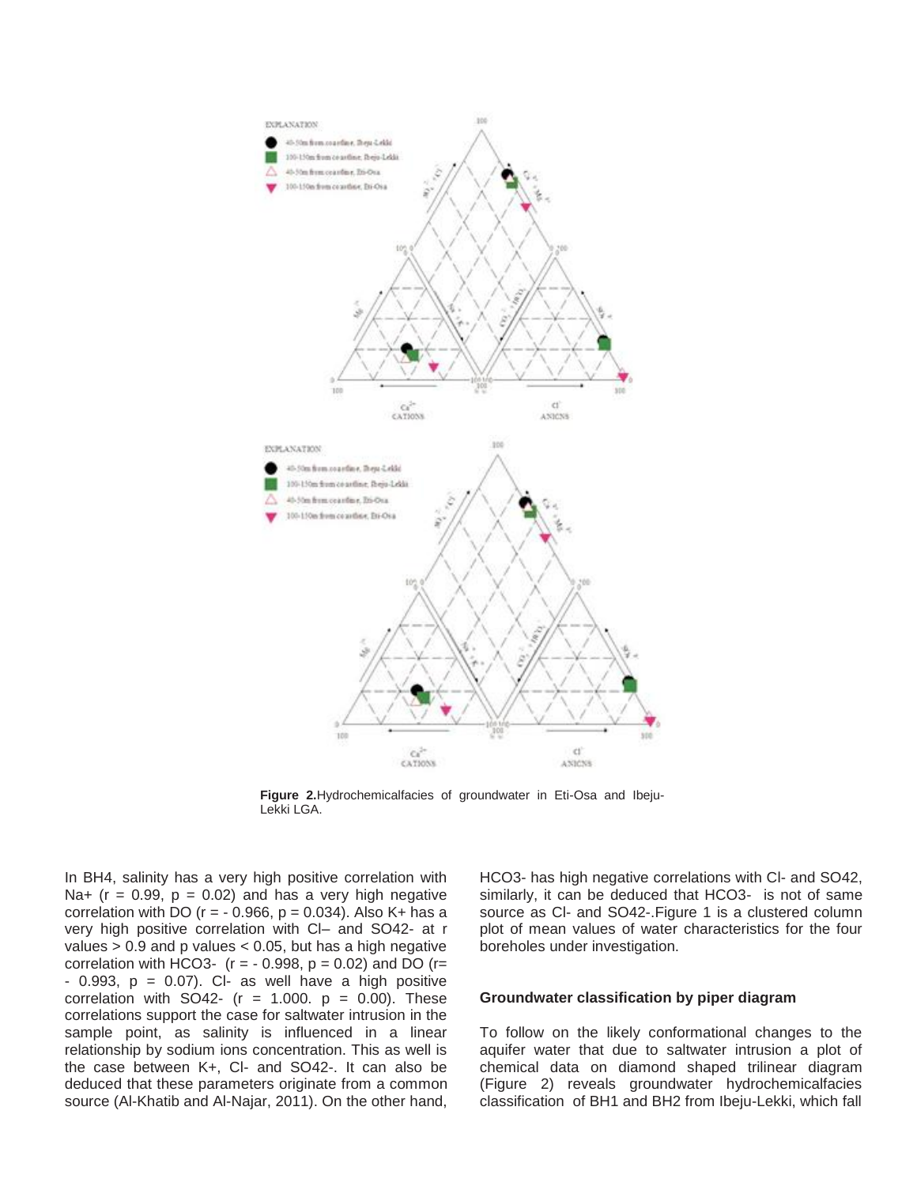**Figure 2.** Hydrochemicalfacies of groundwater in Eti-Osa and Ibeju-Lekki LGA.

In BH4, salinity has a very high positive correlation with $Na^+$ ($r = 0.99$, $p = 0.02$) and has a very high negative correlation with DO ($r = -0.966$, $p = 0.034$). Also $K^+$ has a very high positive correlation with $Cl^-$ and $SO_4^{2-}$ at r values > 0.9 and p values < 0.05, but has a high negative correlation with $HCO_3^-$ ($r = -0.998$, $p = 0.02$) and DO ($r = -0.993$, $p = 0.07$). $Cl^-$ as well have a high positive correlation with $SO_4^{2-}$ ($r = 1.000$. $p = 0.00$). These correlations support the case for saltwater intrusion in the sample point, as salinity is influenced in a linear relationship by sodium ions concentration. This as well is the case between $K^+$, $Cl^-$ and $SO_4^{2-}$. It can also be deduced that these parameters originate from a common source (Al-Khatib and Al-Najar, 2011). On the other hand, $HCO_3^-$ has high negative correlations with $Cl^-$ and $SO_4^{2-}$, similarly, it can be deduced that $HCO_3^-$ is not of same source as $Cl^-$ and $SO_4^{2-}$. Figure 1 is a clustered column plot of mean values of water characteristics for the four boreholes under investigation.

## Groundwater classification by piper diagram

To follow on the likely conformational changes to the aquifer water that due to saltwater intrusion a plot of chemical data on diamond shaped trilinear diagram (Figure 2) reveals groundwater hydrochemicalfacies classification of BH1 and BH2 from Ibeju-Lekki, which fall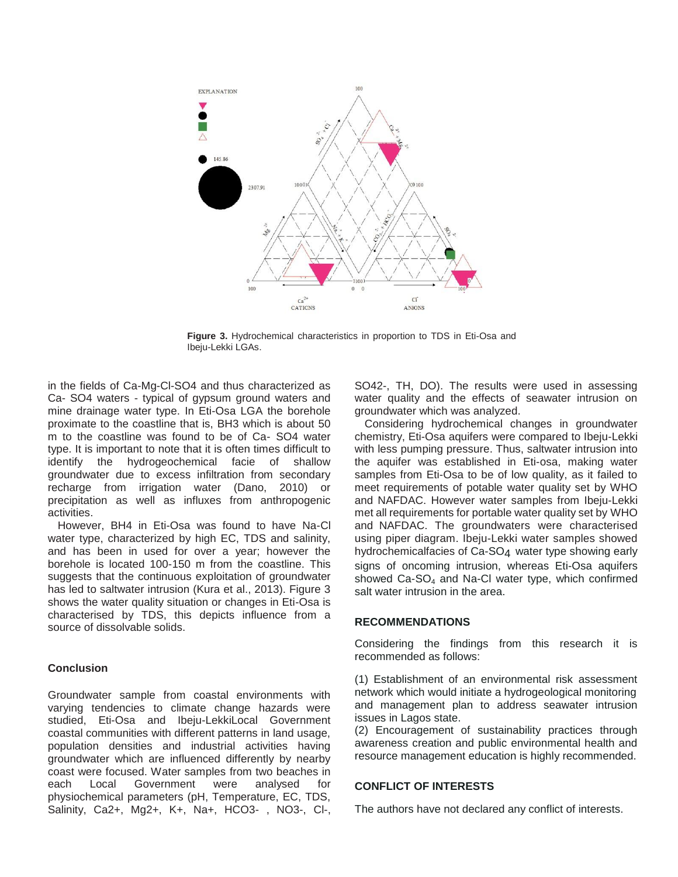**Figure 3.** Hydrochemical characteristics in proportion to TDS in Eti-Osa and Ibeju-Lekki LGAs.

in the fields of Ca-Mg-Cl-SO4 and thus characterized as Ca- SO4 waters - typical of gypsum ground waters and mine drainage water type. In Eti-Osa LGA the borehole proximate to the coastline that is, BH3 which is about 50 m to the coastline was found to be of Ca- SO4 water type. It is important to note that it is often times difficult to identify the hydrogeochemical facie of shallow groundwater due to excess infiltration from secondary recharge from irrigation water (Dano, 2010) or precipitation as well as influxes from anthropogenic activities.

However, BH4 in Eti-Osa was found to have Na-Cl water type, characterized by high EC, TDS and salinity, and has been in used for over a year; however the borehole is located 100-150 m from the coastline. This suggests that the continuous exploitation of groundwater has led to saltwater intrusion (Kura et al., 2013). Figure 3 shows the water quality situation or changes in Eti-Osa is characterised by TDS, this depicts influence from a source of dissolvable solids.

### Conclusion

Groundwater sample from coastal environments with varying tendencies to climate change hazards were studied, Eti-Osa and Ibeju-LekkiLocal Government coastal communities with different patterns in land usage, population densities and industrial activities having groundwater which are influenced differently by nearby coast were focused. Water samples from two beaches in each Local Government were analysed for physiochemical parameters (pH, Temperature, EC, TDS, Salinity, Ca2+, Mg2+, K+, Na+, HCO3- , NO3-, Cl-, SO42-, TH, DO). The results were used in assessing water quality and the effects of seawater intrusion on groundwater which was analyzed.

Considering hydrochemical changes in groundwater chemistry, Eti-Osa aquifers were compared to Ibeju-Lekki with less pumping pressure. Thus, saltwater intrusion into the aquifer was established in Eti-osa, making water samples from Eti-Osa to be of low quality, as it failed to meet requirements of potable water quality set by WHO and NAFDAC. However water samples from Ibeju-Lekki met all requirements for portable water quality set by WHO and NAFDAC. The groundwaters were characterised using piper diagram. Ibeju-Lekki water samples showed hydrochemicalfacies of Ca-$SO_4$ water type showing early signs of oncoming intrusion, whereas Eti-Osa aquifers showed Ca-$SO_4$ and Na-Cl water type, which confirmed salt water intrusion in the area.

## RECOMMENDATIONS

Considering the findings from this research it is recommended as follows:

(1) Establishment of an environmental risk assessment network which would initiate a hydrogeological monitoring and management plan to address seawater intrusion issues in Lagos state.
(2) Encouragement of sustainability practices through awareness creation and public environmental health and resource management education is highly recommended.

## CONFLICT OF INTERESTS

The authors have not declared any conflict of interests.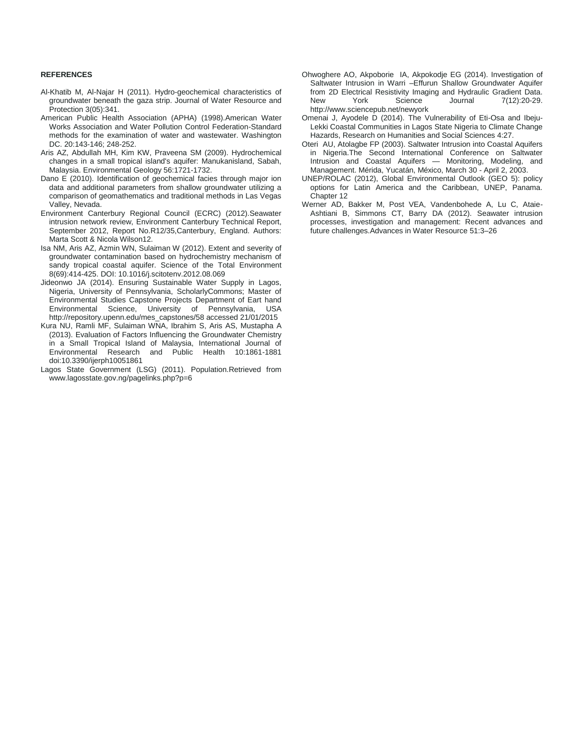**REFERENCES**

Al-Khatib M, Al-Najar H (2011). Hydro-geochemical characteristics of groundwater beneath the gaza strip. Journal of Water Resource and Protection 3(05):341.

American Public Health Association (APHA) (1998).American Water Works Association and Water Pollution Control Federation-Standard methods for the examination of water and wastewater. Washington DC. 20:143-146; 248-252.

Aris AZ, Abdullah MH, Kim KW, Praveena SM (2009). Hydrochemical changes in a small tropical island's aquifer: Manukanisland, Sabah, Malaysia. Environmental Geology 56:1721-1732.

Dano E (2010). Identification of geochemical facies through major ion data and additional parameters from shallow groundwater utilizing a comparison of geomathematics and traditional methods in Las Vegas Valley, Nevada.

Environment Canterbury Regional Council (ECRC) (2012).Seawater intrusion network review, Environment Canterbury Technical Report, September 2012, Report No.R12/35,Canterbury, England. Authors: Marta Scott & Nicola Wilson12.

Isa NM, Aris AZ, Azmin WN, Sulaiman W (2012). Extent and severity of groundwater contamination based on hydrochemistry mechanism of sandy tropical coastal aquifer. Science of the Total Environment 8(69):414-425. DOI: 10.1016/j.scitotenv.2012.08.069

Jideonwo JA (2014). Ensuring Sustainable Water Supply in Lagos, Nigeria, University of Pennsylvania, ScholarlyCommons; Master of Environmental Studies Capstone Projects Department of Eart hand Environmental Science, University of Pennsylvania, USA http://repository.upenn.edu/mes_capstones/58 accessed 21/01/2015

Kura NU, Ramli MF, Sulaiman WNA, Ibrahim S, Aris AS, Mustapha A (2013). Evaluation of Factors Influencing the Groundwater Chemistry in a Small Tropical Island of Malaysia, International Journal of Environmental Research and Public Health 10:1861-1881 doi:10.3390/ijerph10051861

Lagos State Government (LSG) (2011). Population.Retrieved from www.lagosstate.gov.ng/pagelinks.php?p=6

Ohwoghere AO, Akpoborie IA, Akpokodje EG (2014). Investigation of Saltwater Intrusion in Warri –Effurun Shallow Groundwater Aquifer from 2D Electrical Resistivity Imaging and Hydraulic Gradient Data. New York Science Journal 7(12):20-29. http://www.sciencepub.net/newyork

Omenai J, Ayodele D (2014). The Vulnerability of Eti-Osa and Ibeju-Lekki Coastal Communities in Lagos State Nigeria to Climate Change Hazards, Research on Humanities and Social Sciences 4:27.

Oteri AU, Atolagbe FP (2003). Saltwater Intrusion into Coastal Aquifers in Nigeria.The Second International Conference on Saltwater Intrusion and Coastal Aquifers — Monitoring, Modeling, and Management. Mérida, Yucatán, México, March 30 - April 2, 2003.

UNEP/ROLAC (2012), Global Environmental Outlook (GEO 5): policy options for Latin America and the Caribbean, UNEP, Panama. Chapter 12

Werner AD, Bakker M, Post VEA, Vandenbohede A, Lu C, Ataie-Ashtiani B, Simmons CT, Barry DA (2012). Seawater intrusion processes, investigation and management: Recent advances and future challenges.Advances in Water Resource 51:3–26